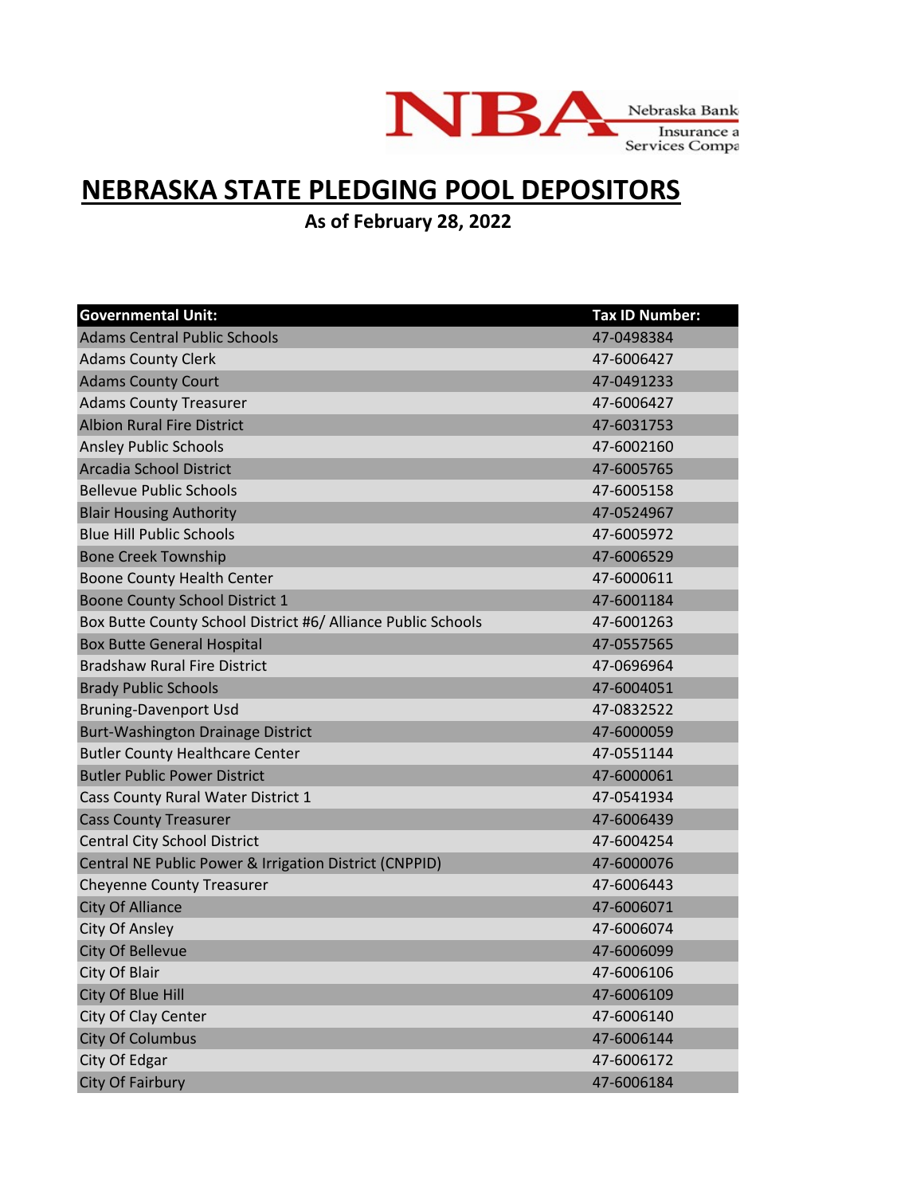# NEBRASKA STATE PLEDGING POOL DEPOSITORS

**As of February 28, 2022**

| Governmental Unit: | Tax ID Number: |
|---|---|
| Adams Central Public Schools | 47-0498384 |
| Adams County Clerk | 47-6006427 |
| Adams County Court | 47-0491233 |
| Adams County Treasurer | 47-6006427 |
| Albion Rural Fire District | 47-6031753 |
| Ansley Public Schools | 47-6002160 |
| Arcadia School District | 47-6005765 |
| Bellevue Public Schools | 47-6005158 |
| Blair Housing Authority | 47-0524967 |
| Blue Hill Public Schools | 47-6005972 |
| Bone Creek Township | 47-6006529 |
| Boone County Health Center | 47-6000611 |
| Boone County School District 1 | 47-6001184 |
| Box Butte County School District #6/ Alliance Public Schools | 47-6001263 |
| Box Butte General Hospital | 47-0557565 |
| Bradshaw Rural Fire District | 47-0696964 |
| Brady Public Schools | 47-6004051 |
| Bruning-Davenport Usd | 47-0832522 |
| Burt-Washington Drainage District | 47-6000059 |
| Butler County Healthcare Center | 47-0551144 |
| Butler Public Power District | 47-6000061 |
| Cass County Rural Water District 1 | 47-0541934 |
| Cass County Treasurer | 47-6006439 |
| Central City School District | 47-6004254 |
| Central NE Public Power & Irrigation District (CNPPID) | 47-6000076 |
| Cheyenne County Treasurer | 47-6006443 |
| City Of Alliance | 47-6006071 |
| City Of Ansley | 47-6006074 |
| City Of Bellevue | 47-6006099 |
| City Of Blair | 47-6006106 |
| City Of Blue Hill | 47-6006109 |
| City Of Clay Center | 47-6006140 |
| City Of Columbus | 47-6006144 |
| City Of Edgar | 47-6006172 |
| City Of Fairbury | 47-6006184 |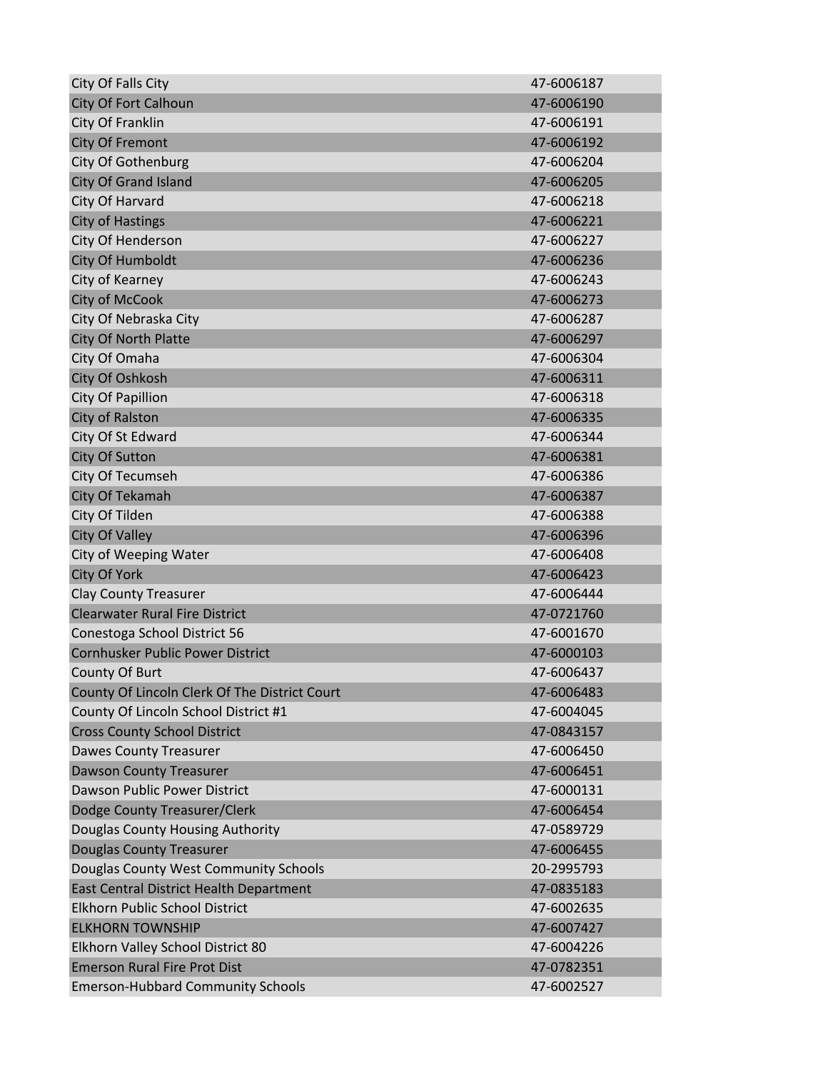| | |
|---|---|
| City Of Falls City | 47-6006187 |
| City Of Fort Calhoun | 47-6006190 |
| City Of Franklin | 47-6006191 |
| City Of Fremont | 47-6006192 |
| City Of Gothenburg | 47-6006204 |
| City Of Grand Island | 47-6006205 |
| City Of Harvard | 47-6006218 |
| City of Hastings | 47-6006221 |
| City Of Henderson | 47-6006227 |
| City Of Humboldt | 47-6006236 |
| City of Kearney | 47-6006243 |
| City of McCook | 47-6006273 |
| City Of Nebraska City | 47-6006287 |
| City Of North Platte | 47-6006297 |
| City Of Omaha | 47-6006304 |
| City Of Oshkosh | 47-6006311 |
| City Of Papillion | 47-6006318 |
| City of Ralston | 47-6006335 |
| City Of St Edward | 47-6006344 |
| City Of Sutton | 47-6006381 |
| City Of Tecumseh | 47-6006386 |
| City Of Tekamah | 47-6006387 |
| City Of Tilden | 47-6006388 |
| City Of Valley | 47-6006396 |
| City of Weeping Water | 47-6006408 |
| City Of York | 47-6006423 |
| Clay County Treasurer | 47-6006444 |
| Clearwater Rural Fire District | 47-0721760 |
| Conestoga School District 56 | 47-6001670 |
| Cornhusker Public Power District | 47-6000103 |
| County Of Burt | 47-6006437 |
| County Of Lincoln Clerk Of The District Court | 47-6006483 |
| County Of Lincoln School District #1 | 47-6004045 |
| Cross County School District | 47-0843157 |
| Dawes County Treasurer | 47-6006450 |
| Dawson County Treasurer | 47-6006451 |
| Dawson Public Power District | 47-6000131 |
| Dodge County Treasurer/Clerk | 47-6006454 |
| Douglas County Housing Authority | 47-0589729 |
| Douglas County Treasurer | 47-6006455 |
| Douglas County West Community Schools | 20-2995793 |
| East Central District Health Department | 47-0835183 |
| Elkhorn Public School District | 47-6002635 |
| ELKHORN TOWNSHIP | 47-6007427 |
| Elkhorn Valley School District 80 | 47-6004226 |
| Emerson Rural Fire Prot Dist | 47-0782351 |
| Emerson-Hubbard Community Schools | 47-6002527 |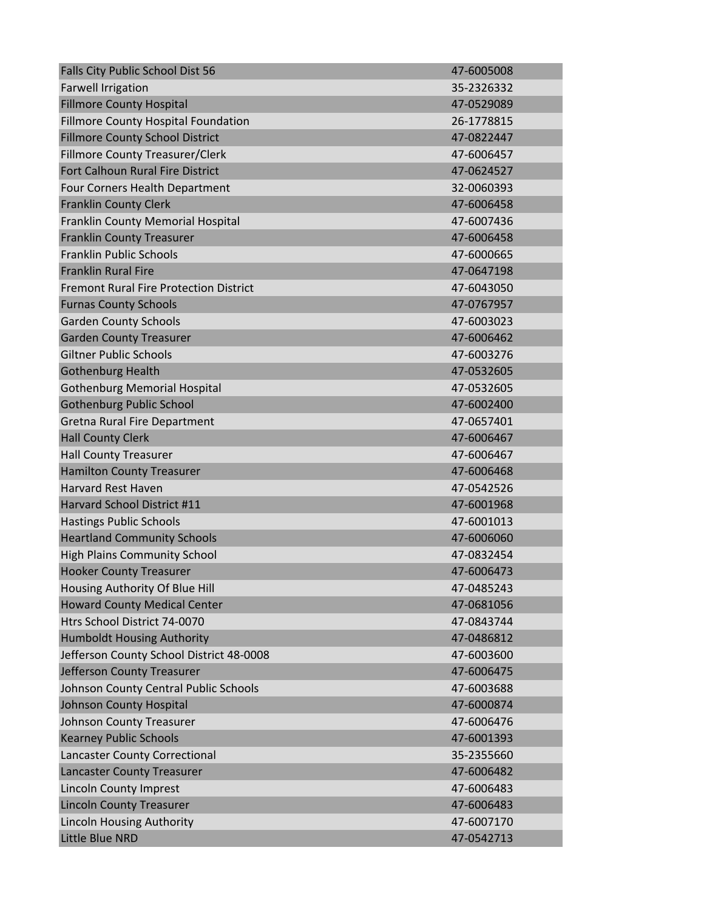| | |
|---|---|
| Falls City Public School Dist 56 | 47-6005008 |
| Farwell Irrigation | 35-2326332 |
| Fillmore County Hospital | 47-0529089 |
| Fillmore County Hospital Foundation | 26-1778815 |
| Fillmore County School District | 47-0822447 |
| Fillmore County Treasurer/Clerk | 47-6006457 |
| Fort Calhoun Rural Fire District | 47-0624527 |
| Four Corners Health Department | 32-0060393 |
| Franklin County Clerk | 47-6006458 |
| Franklin County Memorial Hospital | 47-6007436 |
| Franklin County Treasurer | 47-6006458 |
| Franklin Public Schools | 47-6000665 |
| Franklin Rural Fire | 47-0647198 |
| Fremont Rural Fire Protection District | 47-6043050 |
| Furnas County Schools | 47-0767957 |
| Garden County Schools | 47-6003023 |
| Garden County Treasurer | 47-6006462 |
| Giltner Public Schools | 47-6003276 |
| Gothenburg Health | 47-0532605 |
| Gothenburg Memorial Hospital | 47-0532605 |
| Gothenburg Public School | 47-6002400 |
| Gretna Rural Fire Department | 47-0657401 |
| Hall County Clerk | 47-6006467 |
| Hall County Treasurer | 47-6006467 |
| Hamilton County Treasurer | 47-6006468 |
| Harvard Rest Haven | 47-0542526 |
| Harvard School District #11 | 47-6001968 |
| Hastings Public Schools | 47-6001013 |
| Heartland Community Schools | 47-6006060 |
| High Plains Community School | 47-0832454 |
| Hooker County Treasurer | 47-6006473 |
| Housing Authority Of Blue Hill | 47-0485243 |
| Howard County Medical Center | 47-0681056 |
| Htrs School District 74-0070 | 47-0843744 |
| Humboldt Housing Authority | 47-0486812 |
| Jefferson County School District 48-0008 | 47-6003600 |
| Jefferson County Treasurer | 47-6006475 |
| Johnson County Central Public Schools | 47-6003688 |
| Johnson County Hospital | 47-6000874 |
| Johnson County Treasurer | 47-6006476 |
| Kearney Public Schools | 47-6001393 |
| Lancaster County Correctional | 35-2355660 |
| Lancaster County Treasurer | 47-6006482 |
| Lincoln County Imprest | 47-6006483 |
| Lincoln County Treasurer | 47-6006483 |
| Lincoln Housing Authority | 47-6007170 |
| Little Blue NRD | 47-0542713 |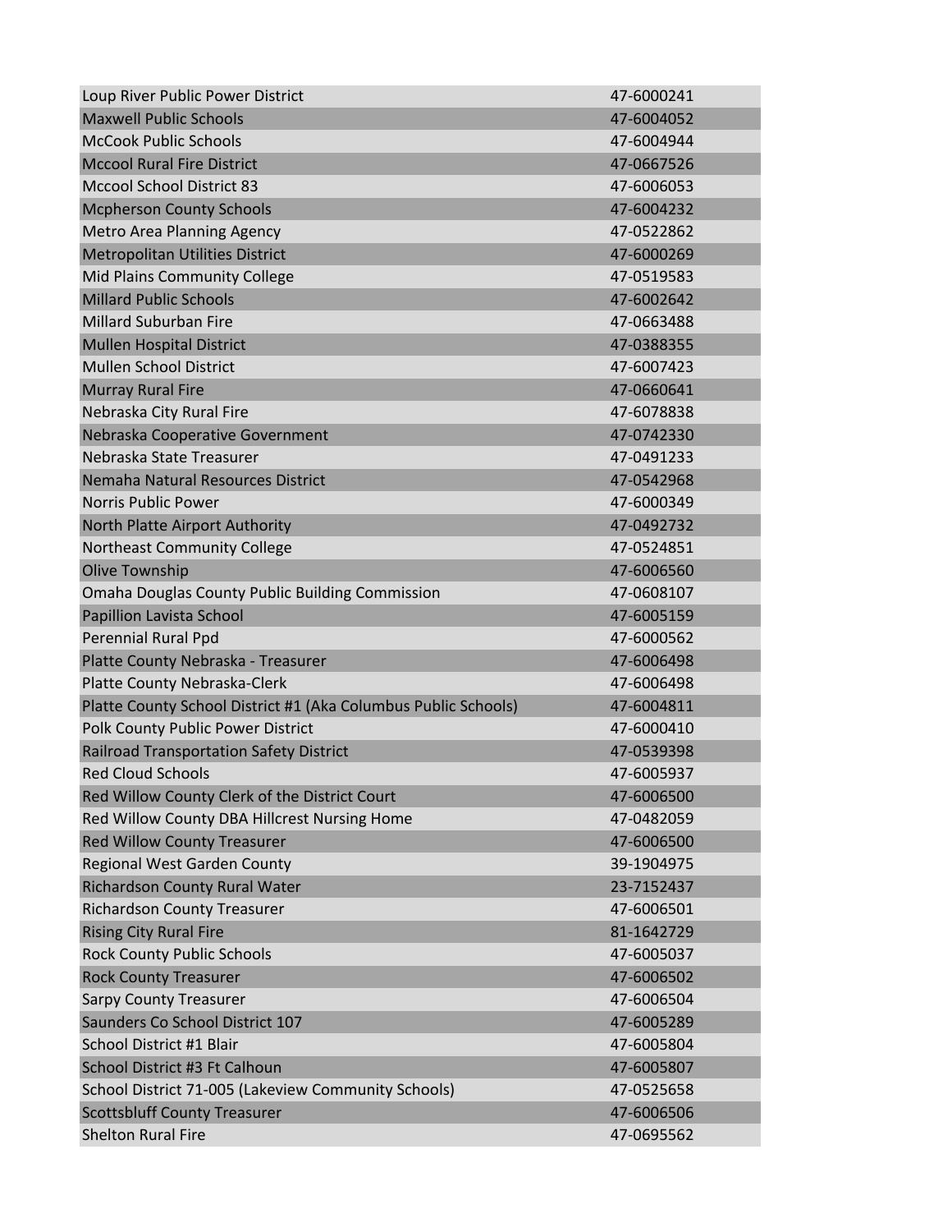| | |
|---|---|
| Loup River Public Power District | 47-6000241 |
| Maxwell Public Schools | 47-6004052 |
| McCook Public Schools | 47-6004944 |
| Mccool Rural Fire District | 47-0667526 |
| Mccool School District 83 | 47-6006053 |
| Mcpherson County Schools | 47-6004232 |
| Metro Area Planning Agency | 47-0522862 |
| Metropolitan Utilities District | 47-6000269 |
| Mid Plains Community College | 47-0519583 |
| Millard Public Schools | 47-6002642 |
| Millard Suburban Fire | 47-0663488 |
| Mullen Hospital District | 47-0388355 |
| Mullen School District | 47-6007423 |
| Murray Rural Fire | 47-0660641 |
| Nebraska City Rural Fire | 47-6078838 |
| Nebraska Cooperative Government | 47-0742330 |
| Nebraska State Treasurer | 47-0491233 |
| Nemaha Natural Resources District | 47-0542968 |
| Norris Public Power | 47-6000349 |
| North Platte Airport Authority | 47-0492732 |
| Northeast Community College | 47-0524851 |
| Olive Township | 47-6006560 |
| Omaha Douglas County Public Building Commission | 47-0608107 |
| Papillion Lavista School | 47-6005159 |
| Perennial Rural Ppd | 47-6000562 |
| Platte County Nebraska - Treasurer | 47-6006498 |
| Platte County Nebraska-Clerk | 47-6006498 |
| Platte County School District #1 (Aka Columbus Public Schools) | 47-6004811 |
| Polk County Public Power District | 47-6000410 |
| Railroad Transportation Safety District | 47-0539398 |
| Red Cloud Schools | 47-6005937 |
| Red Willow County Clerk of the District Court | 47-6006500 |
| Red Willow County DBA Hillcrest Nursing Home | 47-0482059 |
| Red Willow County Treasurer | 47-6006500 |
| Regional West Garden County | 39-1904975 |
| Richardson County Rural Water | 23-7152437 |
| Richardson County Treasurer | 47-6006501 |
| Rising City Rural Fire | 81-1642729 |
| Rock County Public Schools | 47-6005037 |
| Rock County Treasurer | 47-6006502 |
| Sarpy County Treasurer | 47-6006504 |
| Saunders Co School District 107 | 47-6005289 |
| School District #1 Blair | 47-6005804 |
| School District #3 Ft Calhoun | 47-6005807 |
| School District 71-005 (Lakeview Community Schools) | 47-0525658 |
| Scottsbluff County Treasurer | 47-6006506 |
| Shelton Rural Fire | 47-0695562 |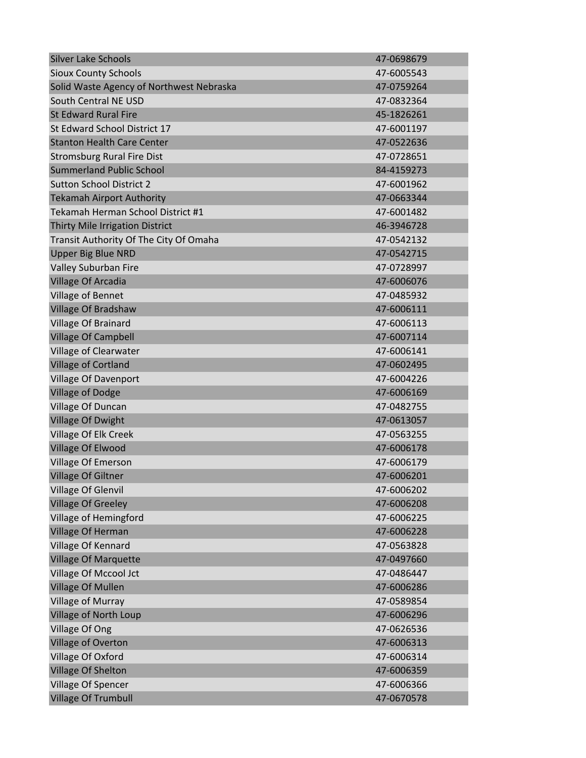| | |
|---|---|
| Silver Lake Schools | 47-0698679 |
| Sioux County Schools | 47-6005543 |
| Solid Waste Agency of Northwest Nebraska | 47-0759264 |
| South Central NE USD | 47-0832364 |
| St Edward Rural Fire | 45-1826261 |
| St Edward School District 17 | 47-6001197 |
| Stanton Health Care Center | 47-0522636 |
| Stromsburg Rural Fire Dist | 47-0728651 |
| Summerland Public School | 84-4159273 |
| Sutton School District 2 | 47-6001962 |
| Tekamah Airport Authority | 47-0663344 |
| Tekamah Herman School District #1 | 47-6001482 |
| Thirty Mile Irrigation District | 46-3946728 |
| Transit Authority Of The City Of Omaha | 47-0542132 |
| Upper Big Blue NRD | 47-0542715 |
| Valley Suburban Fire | 47-0728997 |
| Village Of Arcadia | 47-6006076 |
| Village of Bennet | 47-0485932 |
| Village Of Bradshaw | 47-6006111 |
| Village Of Brainard | 47-6006113 |
| Village Of Campbell | 47-6007114 |
| Village of Clearwater | 47-6006141 |
| Village of Cortland | 47-0602495 |
| Village Of Davenport | 47-6004226 |
| Village of Dodge | 47-6006169 |
| Village Of Duncan | 47-0482755 |
| Village Of Dwight | 47-0613057 |
| Village Of Elk Creek | 47-0563255 |
| Village Of Elwood | 47-6006178 |
| Village Of Emerson | 47-6006179 |
| Village Of Giltner | 47-6006201 |
| Village Of Glenvil | 47-6006202 |
| Village Of Greeley | 47-6006208 |
| Village of Hemingford | 47-6006225 |
| Village Of Herman | 47-6006228 |
| Village Of Kennard | 47-0563828 |
| Village Of Marquette | 47-0497660 |
| Village Of Mccool Jct | 47-0486447 |
| Village Of Mullen | 47-6006286 |
| Village of Murray | 47-0589854 |
| Village of North Loup | 47-6006296 |
| Village Of Ong | 47-0626536 |
| Village of Overton | 47-6006313 |
| Village Of Oxford | 47-6006314 |
| Village Of Shelton | 47-6006359 |
| Village Of Spencer | 47-6006366 |
| Village Of Trumbull | 47-0670578 |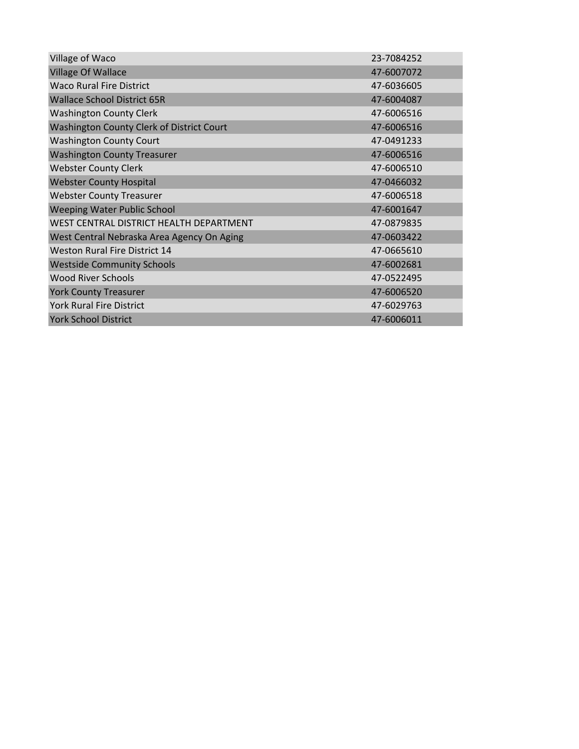| | |
|---|---|
| Village of Waco | 23-7084252 |
| Village Of Wallace | 47-6007072 |
| Waco Rural Fire District | 47-6036605 |
| Wallace School District 65R | 47-6004087 |
| Washington County Clerk | 47-6006516 |
| Washington County Clerk of District Court | 47-6006516 |
| Washington County Court | 47-0491233 |
| Washington County Treasurer | 47-6006516 |
| Webster County Clerk | 47-6006510 |
| Webster County Hospital | 47-0466032 |
| Webster County Treasurer | 47-6006518 |
| Weeping Water Public School | 47-6001647 |
| WEST CENTRAL DISTRICT HEALTH DEPARTMENT | 47-0879835 |
| West Central Nebraska Area Agency On Aging | 47-0603422 |
| Weston Rural Fire District 14 | 47-0665610 |
| Westside Community Schools | 47-6002681 |
| Wood River Schools | 47-0522495 |
| York County Treasurer | 47-6006520 |
| York Rural Fire District | 47-6029763 |
| York School District | 47-6006011 |